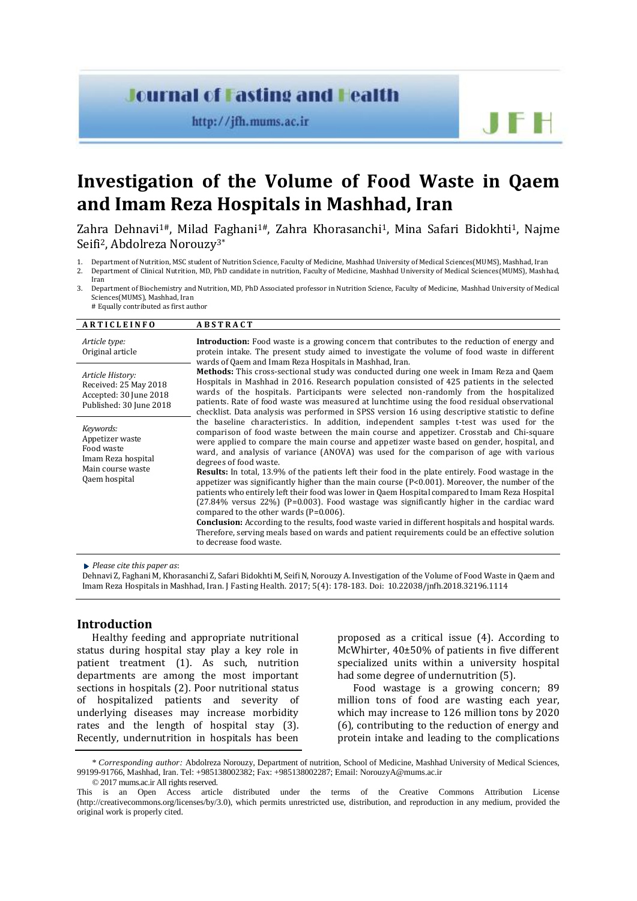# Investigation of the Volume of Food Waste in Qaem and Imam Reza Hospitals in Mashhad, Iran

Zahra Dehnavi[1#], Milad Faghani[1#], Zahra Khorasanchi[1], Mina Safari Bidokhti[1], Najme Seifi[2], Abdolreza Norouzy[3*]

1. Department of Nutrition, MSC student of Nutrition Science, Faculty of Medicine, Mashhad University of Medical Sciences(MUMS), Mashhad, Iran
2. Department of Clinical Nutrition, MD, PhD candidate in nutrition, Faculty of Medicine, Mashhad University of Medical Sciences(MUMS), Mashhad, Iran
3. Department of Biochemistry and Nutrition, MD, PhD Associated professor in Nutrition Science, Faculty of Medicine, Mashhad University of Medical Sciences(MUMS), Mashhad, Iran

\# Equally contributed as first author

**ARTICLE INFO**

*Article type:*
Original article

*Article History:*
Received: 25 May 2018
Accepted: 30 June 2018
Published: 30 June 2018

*Keywords:*
Appetizer waste
Food waste
Imam Reza hospital
Main course waste
Qaem hospital

**ABSTRACT**

**Introduction:** Food waste is a growing concern that contributes to the reduction of energy and protein intake. The present study aimed to investigate the volume of food waste in different wards of Qaem and Imam Reza Hospitals in Mashhad, Iran.

**Methods:** This cross-sectional study was conducted during one week in Imam Reza and Qaem Hospitals in Mashhad in 2016. Research population consisted of 425 patients in the selected wards of the hospitals. Participants were selected non-randomly from the hospitalized patients. Rate of food waste was measured at lunchtime using the food residual observational checklist. Data analysis was performed in SPSS version 16 using descriptive statistic to define the baseline characteristics. In addition, independent samples t-test was used for the comparison of food waste between the main course and appetizer. Crosstab and Chi-square were applied to compare the main course and appetizer waste based on gender, hospital, and ward, and analysis of variance (ANOVA) was used for the comparison of age with various degrees of food waste.

**Results:** In total, 13.9% of the patients left their food in the plate entirely. Food wastage in the appetizer was significantly higher than the main course ($P<0.001$). Moreover, the number of the patients who entirely left their food was lower in Qaem Hospital compared to Imam Reza Hospital (27.84% versus 22%) ($P=0.003$). Food wastage was significantly higher in the cardiac ward compared to the other wards ($P=0.006$).

**Conclusion:** According to the results, food waste varied in different hospitals and hospital wards. Therefore, serving meals based on wards and patient requirements could be an effective solution to decrease food waste.

*Please cite this paper as*:
Dehnavi Z, Faghani M, Khorasanchi Z, Safari Bidokhti M, Seifi N, Norouzy A. Investigation of the Volume of Food Waste in Qaem and Imam Reza Hospitals in Mashhad, Iran. J Fasting Health. 2017; 5(4): 178-183. Doi: 10.22038/jnfh.2018.32196.1114

## Introduction

Healthy feeding and appropriate nutritional status during hospital stay play a key role in patient treatment (1). As such, nutrition departments are among the most important sections in hospitals (2). Poor nutritional status of hospitalized patients and severity of underlying diseases may increase morbidity rates and the length of hospital stay (3). Recently, undernutrition in hospitals has been proposed as a critical issue (4). According to McWhirter, 40±50% of patients in five different specialized units within a university hospital had some degree of undernutrition (5).

Food wastage is a growing concern; 89 million tons of food are wasting each year, which may increase to 126 million tons by 2020 (6), contributing to the reduction of energy and protein intake and leading to the complications

\* *Corresponding author:* Abdolreza Norouzy, Department of nutrition, School of Medicine, Mashhad University of Medical Sciences, 99199-91766, Mashhad, Iran. Tel: +985138002382; Fax: +985138002287; Email: NorouzyA@mums.ac.ir

© 2017 mums.ac.ir All rights reserved.

This is an Open Access article distributed under the terms of the Creative Commons Attribution License (http://creativecommons.org/licenses/by/3.0), which permits unrestricted use, distribution, and reproduction in any medium, provided the original work is properly cited.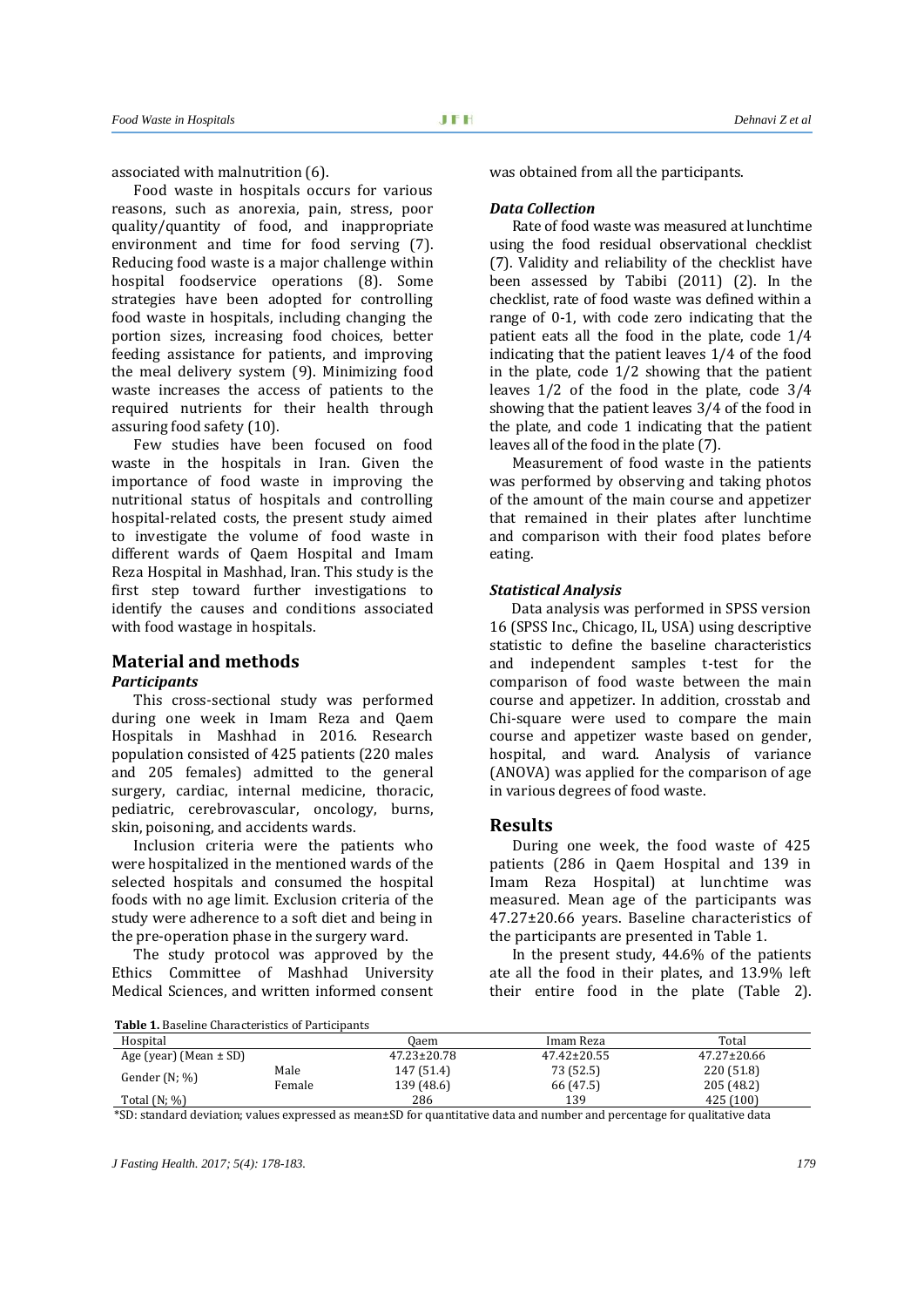associated with malnutrition (6).

Food waste in hospitals occurs for various reasons, such as anorexia, pain, stress, poor quality/quantity of food, and inappropriate environment and time for food serving (7). Reducing food waste is a major challenge within hospital foodservice operations (8). Some strategies have been adopted for controlling food waste in hospitals, including changing the portion sizes, increasing food choices, better feeding assistance for patients, and improving the meal delivery system (9). Minimizing food waste increases the access of patients to the required nutrients for their health through assuring food safety (10).

Few studies have been focused on food waste in the hospitals in Iran. Given the importance of food waste in improving the nutritional status of hospitals and controlling hospital-related costs, the present study aimed to investigate the volume of food waste in different wards of Qaem Hospital and Imam Reza Hospital in Mashhad, Iran. This study is the first step toward further investigations to identify the causes and conditions associated with food wastage in hospitals.

## Material and methods

### *Participants*

This cross-sectional study was performed during one week in Imam Reza and Qaem Hospitals in Mashhad in 2016. Research population consisted of 425 patients (220 males and 205 females) admitted to the general surgery, cardiac, internal medicine, thoracic, pediatric, cerebrovascular, oncology, burns, skin, poisoning, and accidents wards.

Inclusion criteria were the patients who were hospitalized in the mentioned wards of the selected hospitals and consumed the hospital foods with no age limit. Exclusion criteria of the study were adherence to a soft diet and being in the pre-operation phase in the surgery ward.

The study protocol was approved by the Ethics Committee of Mashhad University Medical Sciences, and written informed consent was obtained from all the participants.

### *Data Collection*

Rate of food waste was measured at lunchtime using the food residual observational checklist (7). Validity and reliability of the checklist have been assessed by Tabibi (2011) (2). In the checklist, rate of food waste was defined within a range of 0-1, with code zero indicating that the patient eats all the food in the plate, code 1/4 indicating that the patient leaves 1/4 of the food in the plate, code 1/2 showing that the patient leaves 1/2 of the food in the plate, code 3/4 showing that the patient leaves 3/4 of the food in the plate, and code 1 indicating that the patient leaves all of the food in the plate (7).

Measurement of food waste in the patients was performed by observing and taking photos of the amount of the main course and appetizer that remained in their plates after lunchtime and comparison with their food plates before eating.

### *Statistical Analysis*

Data analysis was performed in SPSS version 16 (SPSS Inc., Chicago, IL, USA) using descriptive statistic to define the baseline characteristics and independent samples t-test for the comparison of food waste between the main course and appetizer. In addition, crosstab and Chi-square were used to compare the main course and appetizer waste based on gender, hospital, and ward. Analysis of variance (ANOVA) was applied for the comparison of age in various degrees of food waste.

## Results

During one week, the food waste of 425 patients (286 in Qaem Hospital and 139 in Imam Reza Hospital) at lunchtime was measured. Mean age of the participants was 47.27±20.66 years. Baseline characteristics of the participants are presented in Table 1.

In the present study, 44.6% of the patients ate all the food in their plates, and 13.9% left their entire food in the plate (Table 2).

**Table 1.** Baseline Characteristics of Participants

| Hospital | | Qaem | Imam Reza | Total |
|---|---|---|---|---|
| Age (year) (Mean ± SD) | | 47.23±20.78 | 47.42±20.55 | 47.27±20.66 |
| Gender (N; %) | Male | 147 (51.4) | 73 (52.5) | 220 (51.8) |
| | Female | 139 (48.6) | 66 (47.5) | 205 (48.2) |
| Total (N; %) | | 286 | 139 | 425 (100) |

*SD: standard deviation; values expressed as mean±SD for quantitative data and number and percentage for qualitative data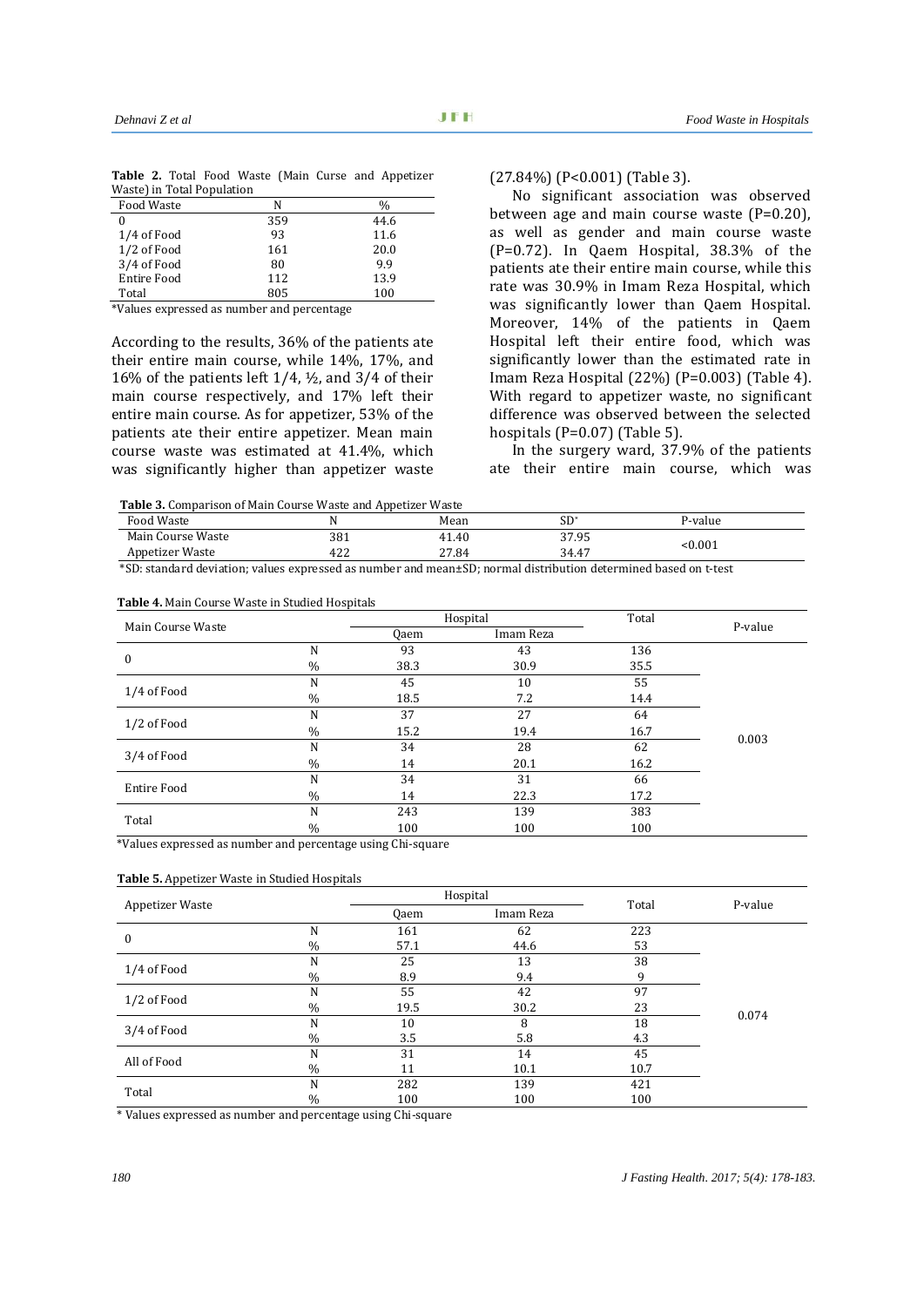**Table 2.** Total Food Waste (Main Curse and Appetizer Waste) in Total Population

| Food Waste | N | % |
|---|---|---|
| 0 | 359 | 44.6 |
| 1/4 of Food | 93 | 11.6 |
| 1/2 of Food | 161 | 20.0 |
| 3/4 of Food | 80 | 9.9 |
| Entire Food | 112 | 13.9 |
| Total | 805 | 100 |

*Values expressed as number and percentage

According to the results, 36% of the patients ate their entire main course, while 14%, 17%, and 16% of the patients left 1/4, ½, and 3/4 of their main course respectively, and 17% left their entire main course. As for appetizer, 53% of the patients ate their entire appetizer. Mean main course waste was estimated at 41.4%, which was significantly higher than appetizer waste (27.84%) ($P<0.001$) (Table 3).

No significant association was observed between age and main course waste ($P=0.20$), as well as gender and main course waste ($P=0.72$). In Qaem Hospital, 38.3% of the patients ate their entire main course, while this rate was 30.9% in Imam Reza Hospital, which was significantly lower than Qaem Hospital. Moreover, 14% of the patients in Qaem Hospital left their entire food, which was significantly lower than the estimated rate in Imam Reza Hospital (22%) ($P=0.003$) (Table 4). With regard to appetizer waste, no significant difference was observed between the selected hospitals ($P=0.07$) (Table 5).

In the surgery ward, 37.9% of the patients ate their entire main course, which was

**Table 3.** Comparison of Main Course Waste and Appetizer Waste

| Food Waste | N | Mean | SD* | P-value |
|---|---|---|---|---|
| Main Course Waste | 381 | 41.40 | 37.95 | <0.001 |
| Appetizer Waste | 422 | 27.84 | 34.47 | |

*SD: standard deviation; values expressed as number and mean±SD; normal distribution determined based on t-test

**Table 4.** Main Course Waste in Studied Hospitals

| Main Course Waste | | Hospital | | Total | P-value |
|---|---|---|---|---|---|
| | | Qaem | Imam Reza | | |
| 0 | N | 93 | 43 | 136 | 0.003 |
| | % | 38.3 | 30.9 | 35.5 | |
| 1/4 of Food | N | 45 | 10 | 55 | |
| | % | 18.5 | 7.2 | 14.4 | |
| 1/2 of Food | N | 37 | 27 | 64 | |
| | % | 15.2 | 19.4 | 16.7 | |
| 3/4 of Food | N | 34 | 28 | 62 | |
| | % | 14 | 20.1 | 16.2 | |
| Entire Food | N | 34 | 31 | 66 | |
| | % | 14 | 22.3 | 17.2 | |
| Total | N | 243 | 139 | 383 | |
| | % | 100 | 100 | 100 | |

*Values expressed as number and percentage using Chi-square

**Table 5.** Appetizer Waste in Studied Hospitals

| Appetizer Waste | | Hospital | | Total | P-value |
|---|---|---|---|---|---|
| | | Qaem | Imam Reza | | |
| 0 | N | 161 | 62 | 223 | 0.074 |
| | % | 57.1 | 44.6 | 53 | |
| 1/4 of Food | N | 25 | 13 | 38 | |
| | % | 8.9 | 9.4 | 9 | |
| 1/2 of Food | N | 55 | 42 | 97 | |
| | % | 19.5 | 30.2 | 23 | |
| 3/4 of Food | N | 10 | 8 | 18 | |
| | % | 3.5 | 5.8 | 4.3 | |
| All of Food | N | 31 | 14 | 45 | |
| | % | 11 | 10.1 | 10.7 | |
| Total | N | 282 | 139 | 421 | |
| | % | 100 | 100 | 100 | |

* Values expressed as number and percentage using Chi-square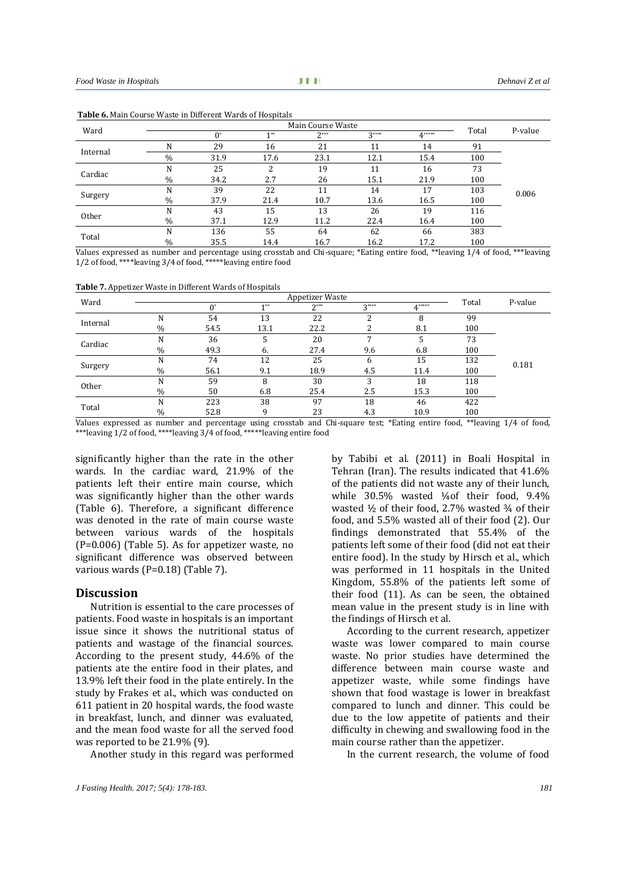**Table 6.** Main Course Waste in Different Wards of Hospitals

| Ward | | Main Course Waste | | | | | Total | P-value |
|---|---|---|---|---|---|---|---|---|
| | | 0* | 1** | 2*** | 3**** | 4***** | | |
| Internal | N | 29 | 16 | 21 | 11 | 14 | 91 | 0.006 |
| | % | 31.9 | 17.6 | 23.1 | 12.1 | 15.4 | 100 | |
| Cardiac | N | 25 | 2 | 19 | 11 | 16 | 73 | |
| | % | 34.2 | 2.7 | 26 | 15.1 | 21.9 | 100 | |
| Surgery | N | 39 | 22 | 11 | 14 | 17 | 103 | |
| | % | 37.9 | 21.4 | 10.7 | 13.6 | 16.5 | 100 | |
| Other | N | 43 | 15 | 13 | 26 | 19 | 116 | |
| | % | 37.1 | 12.9 | 11.2 | 22.4 | 16.4 | 100 | |
| Total | N | 136 | 55 | 64 | 62 | 66 | 383 | |
| | % | 35.5 | 14.4 | 16.7 | 16.2 | 17.2 | 100 | |

Values expressed as number and percentage using crosstab and Chi-square; *Eating entire food, **leaving 1/4 of food, ***leaving 1/2 of food, ****leaving 3/4 of food, *****leaving entire food

**Table 7.** Appetizer Waste in Different Wards of Hospitals

| Ward | | Appetizer Waste | | | | | Total | P-value |
|---|---|---|---|---|---|---|---|---|
| | | 0* | 1** | 2*** | 3**** | 4***** | | |
| Internal | N | 54 | 13 | 22 | 2 | 8 | 99 | 0.181 |
| | % | 54.5 | 13.1 | 22.2 | 2 | 8.1 | 100 | |
| Cardiac | N | 36 | 5 | 20 | 7 | 5 | 73 | |
| | % | 49.3 | 6. | 27.4 | 9.6 | 6.8 | 100 | |
| Surgery | N | 74 | 12 | 25 | 6 | 15 | 132 | |
| | % | 56.1 | 9.1 | 18.9 | 4.5 | 11.4 | 100 | |
| Other | N | 59 | 8 | 30 | 3 | 18 | 118 | |
| | % | 50 | 6.8 | 25.4 | 2.5 | 15.3 | 100 | |
| Total | N | 223 | 38 | 97 | 18 | 46 | 422 | |
| | % | 52.8 | 9 | 23 | 4.3 | 10.9 | 100 | |

Values expressed as number and percentage using crosstab and Chi-square test; *Eating entire food, **leaving 1/4 of food, ***leaving 1/2 of food, ****leaving 3/4 of food, *****leaving entire food

significantly higher than the rate in the other wards. In the cardiac ward, 21.9% of the patients left their entire main course, which was significantly higher than the other wards (Table 6). Therefore, a significant difference was denoted in the rate of main course waste between various wards of the hospitals (P=0.006) (Table 5). As for appetizer waste, no significant difference was observed between various wards (P=0.18) (Table 7).

## Discussion

Nutrition is essential to the care processes of patients. Food waste in hospitals is an important issue since it shows the nutritional status of patients and wastage of the financial sources. According to the present study, 44.6% of the patients ate the entire food in their plates, and 13.9% left their food in the plate entirely. In the study by Frakes et al., which was conducted on 611 patient in 20 hospital wards, the food waste in breakfast, lunch, and dinner was evaluated, and the mean food waste for all the served food was reported to be 21.9% (9).

Another study in this regard was performed by Tabibi et al. (2011) in Boali Hospital in Tehran (Iran). The results indicated that 41.6% of the patients did not waste any of their lunch, while 30.5% wasted ¼of their food, 9.4% wasted ½ of their food, 2.7% wasted ¾ of their food, and 5.5% wasted all of their food (2). Our findings demonstrated that 55.4% of the patients left some of their food (did not eat their entire food). In the study by Hirsch et al., which was performed in 11 hospitals in the United Kingdom, 55.8% of the patients left some of their food (11). As can be seen, the obtained mean value in the present study is in line with the findings of Hirsch et al.

According to the current research, appetizer waste was lower compared to main course waste. No prior studies have determined the difference between main course waste and appetizer waste, while some findings have shown that food wastage is lower in breakfast compared to lunch and dinner. This could be due to the low appetite of patients and their difficulty in chewing and swallowing food in the main course rather than the appetizer.

In the current research, the volume of food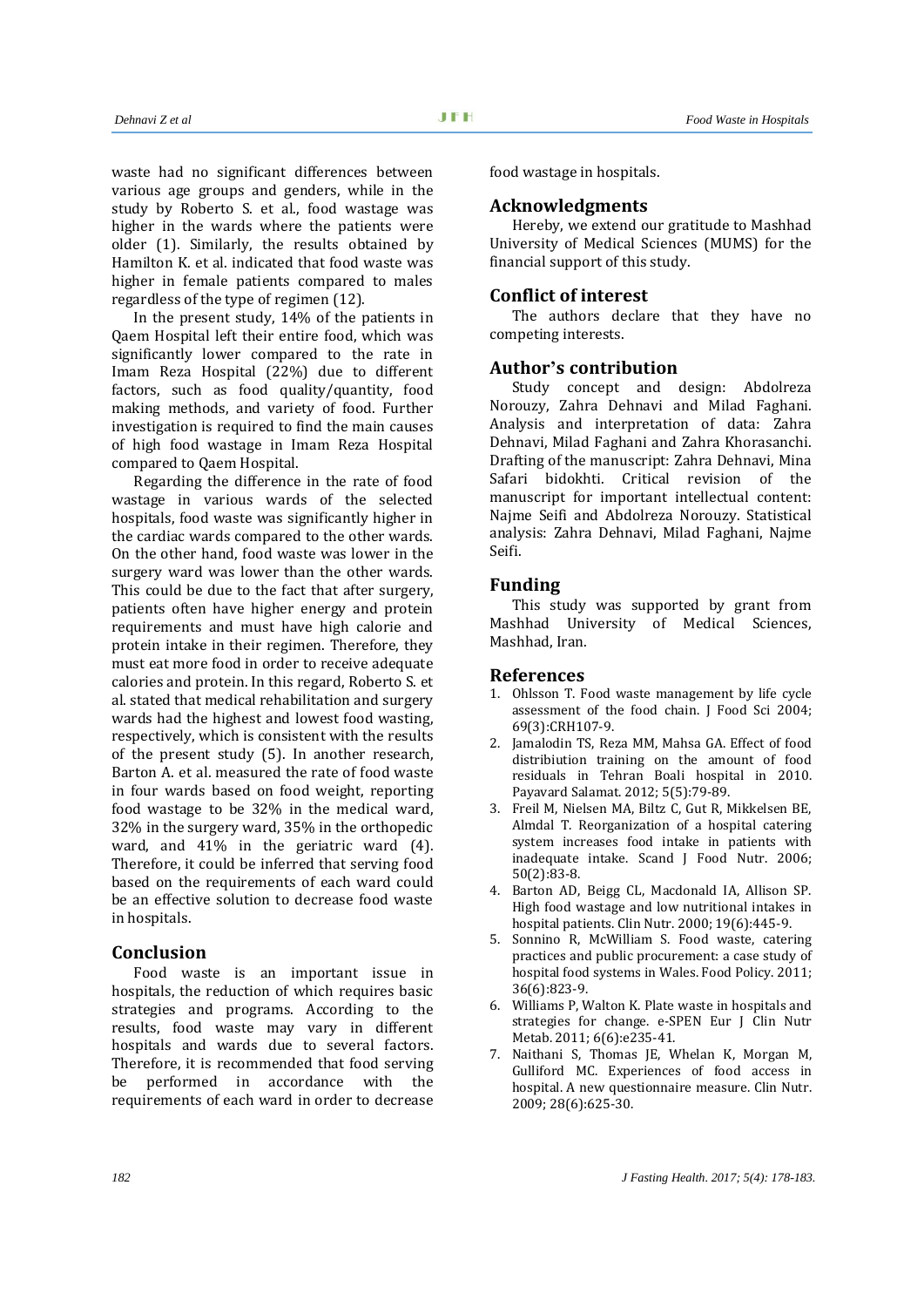waste had no significant differences between various age groups and genders, while in the study by Roberto S. et al., food wastage was higher in the wards where the patients were older (1). Similarly, the results obtained by Hamilton K. et al. indicated that food waste was higher in female patients compared to males regardless of the type of regimen (12).

In the present study, 14% of the patients in Qaem Hospital left their entire food, which was significantly lower compared to the rate in Imam Reza Hospital (22%) due to different factors, such as food quality/quantity, food making methods, and variety of food. Further investigation is required to find the main causes of high food wastage in Imam Reza Hospital compared to Qaem Hospital.

Regarding the difference in the rate of food wastage in various wards of the selected hospitals, food waste was significantly higher in the cardiac wards compared to the other wards. On the other hand, food waste was lower in the surgery ward was lower than the other wards. This could be due to the fact that after surgery, patients often have higher energy and protein requirements and must have high calorie and protein intake in their regimen. Therefore, they must eat more food in order to receive adequate calories and protein. In this regard, Roberto S. et al. stated that medical rehabilitation and surgery wards had the highest and lowest food wasting, respectively, which is consistent with the results of the present study (5). In another research, Barton A. et al. measured the rate of food waste in four wards based on food weight, reporting food wastage to be 32% in the medical ward, 32% in the surgery ward, 35% in the orthopedic ward, and 41% in the geriatric ward (4). Therefore, it could be inferred that serving food based on the requirements of each ward could be an effective solution to decrease food waste in hospitals.

## Conclusion

Food waste is an important issue in hospitals, the reduction of which requires basic strategies and programs. According to the results, food waste may vary in different hospitals and wards due to several factors. Therefore, it is recommended that food serving be performed in accordance with the requirements of each ward in order to decrease food wastage in hospitals.

## Acknowledgments

Hereby, we extend our gratitude to Mashhad University of Medical Sciences (MUMS) for the financial support of this study.

## Conflict of interest

The authors declare that they have no competing interests.

## Author's contribution

Study concept and design: Abdolreza Norouzy, Zahra Dehnavi and Milad Faghani. Analysis and interpretation of data: Zahra Dehnavi, Milad Faghani and Zahra Khorasanchi. Drafting of the manuscript: Zahra Dehnavi, Mina Safari bidokhti. Critical revision of the manuscript for important intellectual content: Najme Seifi and Abdolreza Norouzy. Statistical analysis: Zahra Dehnavi, Milad Faghani, Najme Seifi.

## Funding

This study was supported by grant from Mashhad University of Medical Sciences, Mashhad, Iran.

## References

1. Ohlsson T. Food waste management by life cycle assessment of the food chain. J Food Sci 2004; 69(3):CRH107-9.
2. Jamalodin TS, Reza MM, Mahsa GA. Effect of food distribiution training on the amount of food residuals in Tehran Boali hospital in 2010. Payavard Salamat. 2012; 5(5):79-89.
3. Freil M, Nielsen MA, Biltz C, Gut R, Mikkelsen BE, Almdal T. Reorganization of a hospital catering system increases food intake in patients with inadequate intake. Scand J Food Nutr. 2006; 50(2):83-8.
4. Barton AD, Beigg CL, Macdonald IA, Allison SP. High food wastage and low nutritional intakes in hospital patients. Clin Nutr. 2000; 19(6):445-9.
5. Sonnino R, McWilliam S. Food waste, catering practices and public procurement: a case study of hospital food systems in Wales. Food Policy. 2011; 36(6):823-9.
6. Williams P, Walton K. Plate waste in hospitals and strategies for change. e-SPEN Eur J Clin Nutr Metab. 2011; 6(6):e235-41.
7. Naithani S, Thomas JE, Whelan K, Morgan M, Gulliford MC. Experiences of food access in hospital. A new questionnaire measure. Clin Nutr. 2009; 28(6):625-30.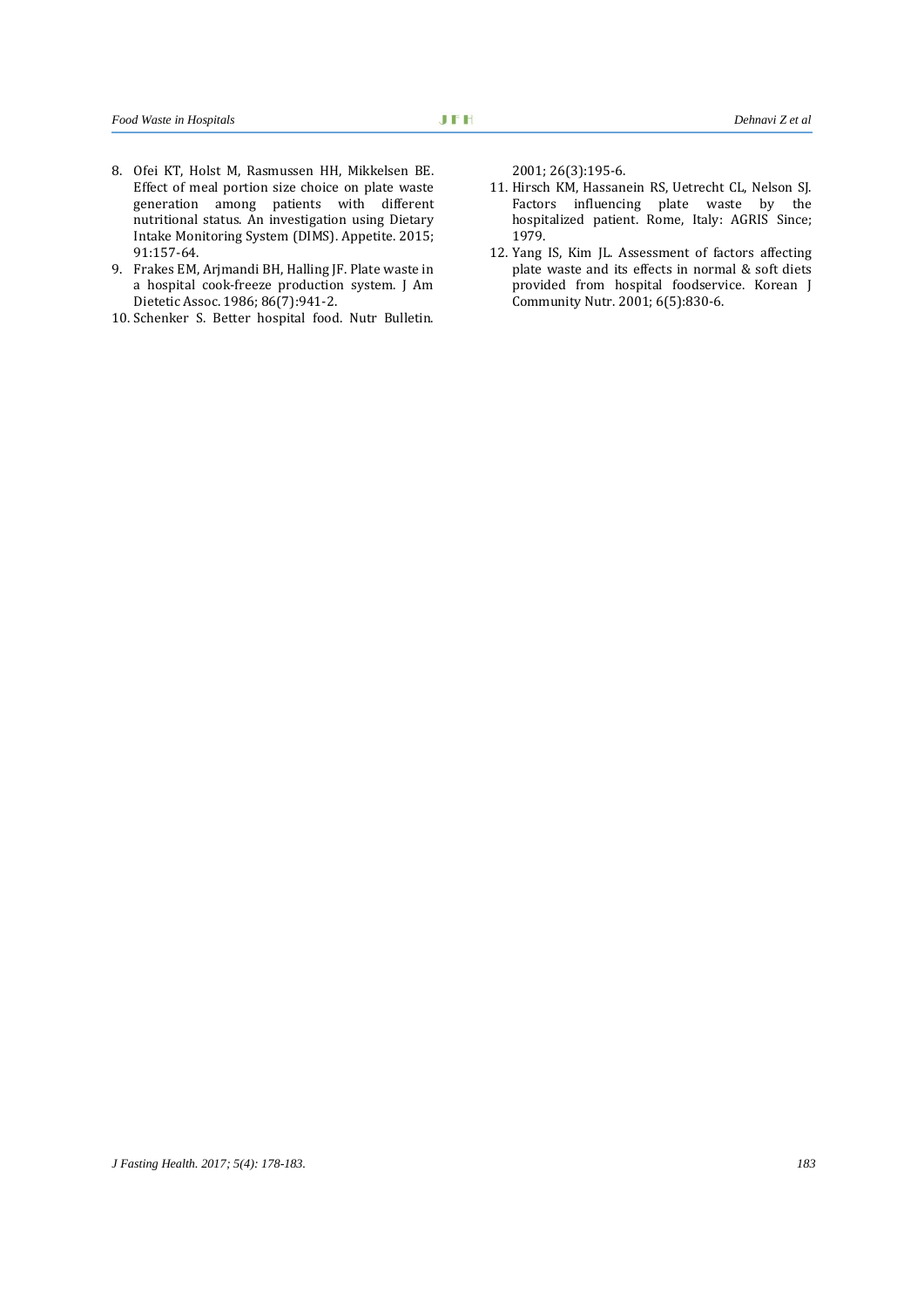8. Ofei KT, Holst M, Rasmussen HH, Mikkelsen BE. Effect of meal portion size choice on plate waste generation among patients with different nutritional status. An investigation using Dietary Intake Monitoring System (DIMS). Appetite. 2015; 91:157-64.
9. Frakes EM, Arjmandi BH, Halling JF. Plate waste in a hospital cook-freeze production system. J Am Dietetic Assoc. 1986; 86(7):941-2.
10. Schenker S. Better hospital food. Nutr Bulletin. 2001; 26(3):195-6.
11. Hirsch KM, Hassanein RS, Uetrecht CL, Nelson SJ. Factors influencing plate waste by the hospitalized patient. Rome, Italy: AGRIS Since; 1979.
12. Yang IS, Kim JL. Assessment of factors affecting plate waste and its effects in normal & soft diets provided from hospital foodservice. Korean J Community Nutr. 2001; 6(5):830-6.